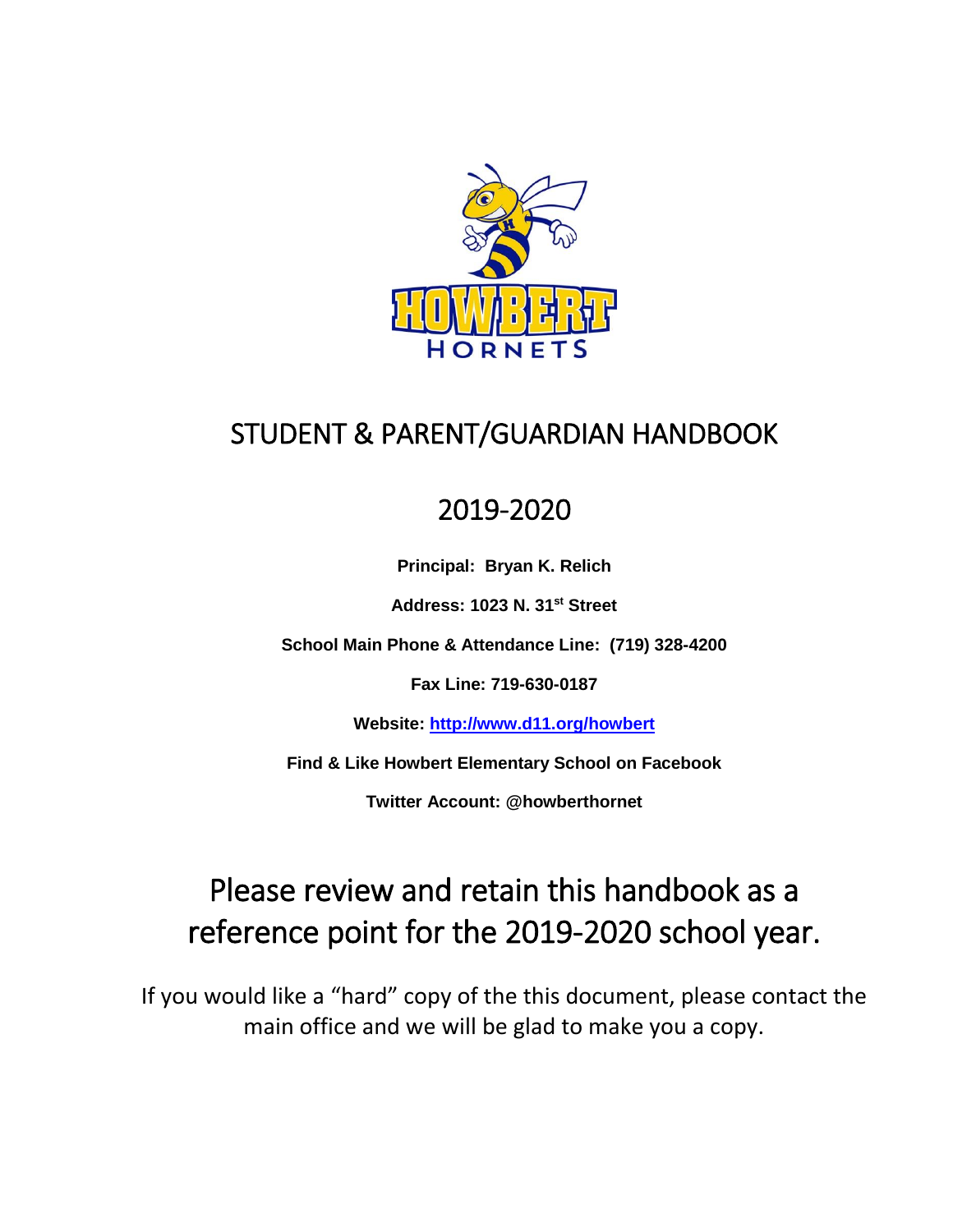# STUDENT & PARENT/GUARDIAN HANDBOOK

## 2019-2020

**Principal: Bryan K. Relich**

**Address: 1023 N. 31st Street**

**School Main Phone & Attendance Line: (719) 328-4200**

**Fax Line: 719-630-0187**

**Website: http://www.d11.org/howbert**

**Find & Like Howbert Elementary School on Facebook**

**Twitter Account: @howberthornet**

# Please review and retain this handbook as a reference point for the 2019-2020 school year.

If you would like a "hard" copy of the this document, please contact the main office and we will be glad to make you a copy.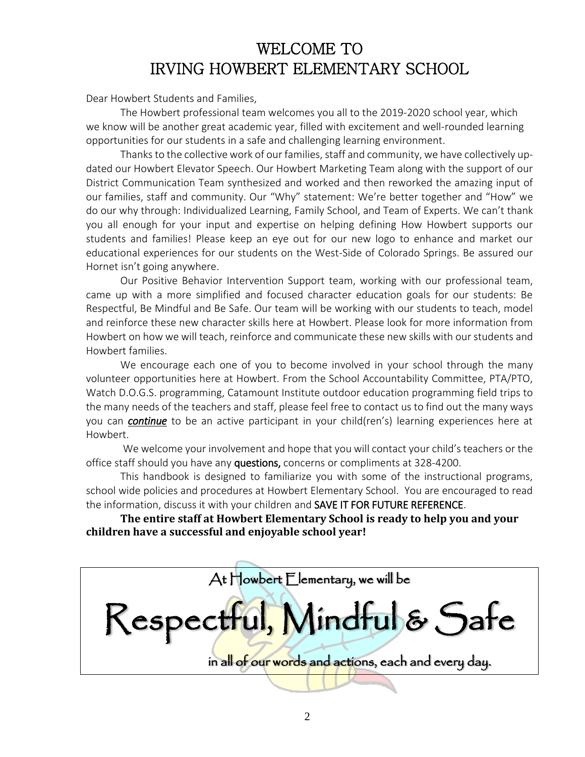# WELCOME TO IRVING HOWBERT ELEMENTARY SCHOOL

Dear Howbert Students and Families,

The Howbert professional team welcomes you all to the 2019-2020 school year, which we know will be another great academic year, filled with excitement and well-rounded learning opportunities for our students in a safe and challenging learning environment.

Thanks to the collective work of our families, staff and community, we have collectively up-dated our Howbert Elevator Speech. Our Howbert Marketing Team along with the support of our District Communication Team synthesized and worked and then reworked the amazing input of our families, staff and community. Our "Why" statement: We're better together and "How" we do our why through: Individualized Learning, Family School, and Team of Experts. We can't thank you all enough for your input and expertise on helping defining How Howbert supports our students and families! Please keep an eye out for our new logo to enhance and market our educational experiences for our students on the West-Side of Colorado Springs. Be assured our Hornet isn't going anywhere.

Our Positive Behavior Intervention Support team, working with our professional team, came up with a more simplified and focused character education goals for our students: Be Respectful, Be Mindful and Be Safe. Our team will be working with our students to teach, model and reinforce these new character skills here at Howbert. Please look for more information from Howbert on how we will teach, reinforce and communicate these new skills with our students and Howbert families.

We encourage each one of you to become involved in your school through the many volunteer opportunities here at Howbert. From the School Accountability Committee, PTA/PTO, Watch D.O.G.S. programming, Catamount Institute outdoor education programming field trips to the many needs of the teachers and staff, please feel free to contact us to find out the many ways you can ***continue*** to be an active participant in your child(ren's) learning experiences here at Howbert.

We welcome your involvement and hope that you will contact your child's teachers or the office staff should you have any questions, concerns or compliments at 328-4200.

This handbook is designed to familiarize you with some of the instructional programs, school wide policies and procedures at Howbert Elementary School. You are encouraged to read the information, discuss it with your children and SAVE IT FOR FUTURE REFERENCE.

**The entire staff at Howbert Elementary School is ready to help you and your children have a successful and enjoyable school year!**

At Howbert Elementary, we will be

Respectful, Mindful & Safe

in all of our words and actions, each and every day.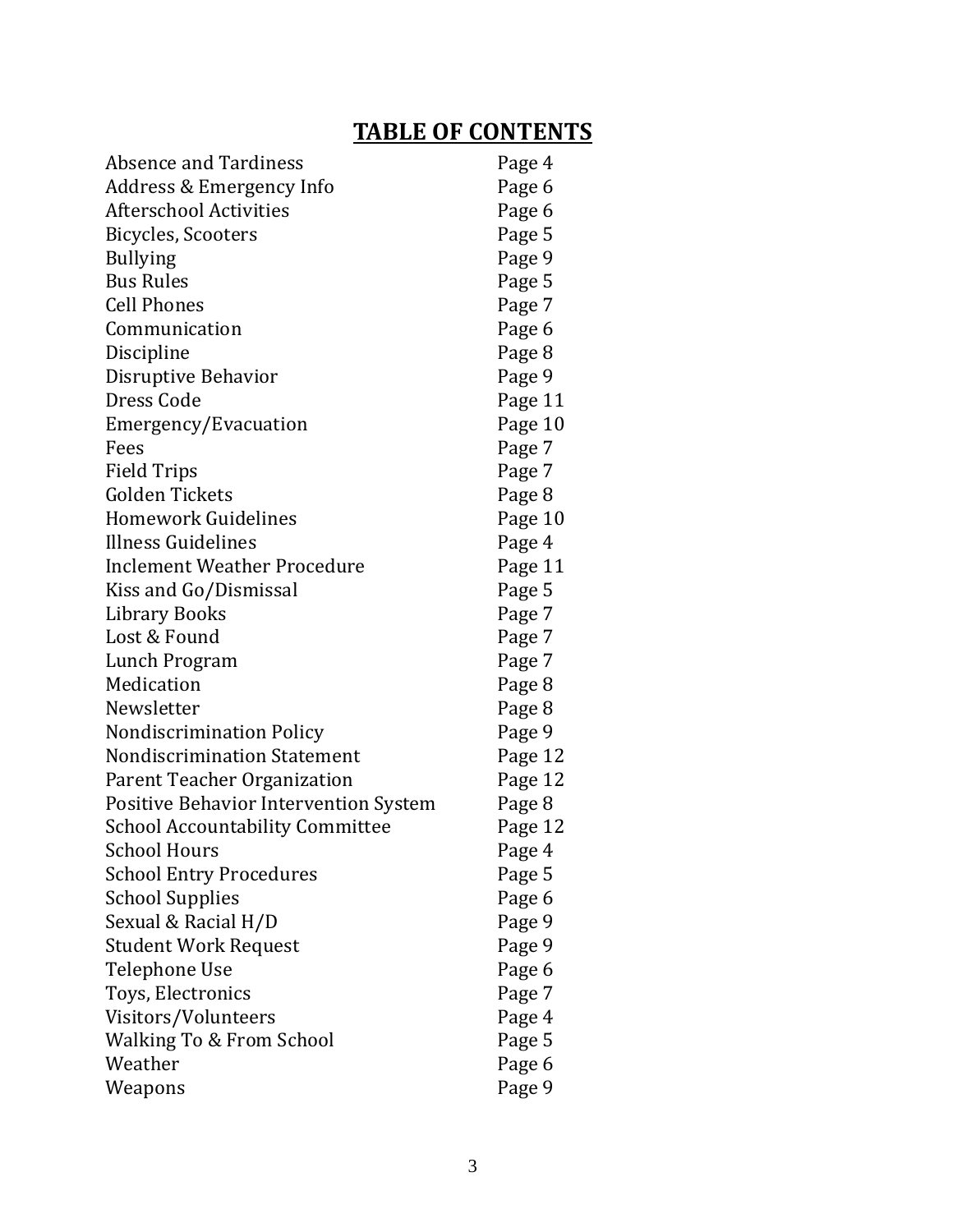# TABLE OF CONTENTS

| | |
|---|---|
| Absence and Tardiness | Page 4 |
| Address & Emergency Info | Page 6 |
| Afterschool Activities | Page 6 |
| Bicycles, Scooters | Page 5 |
| Bullying | Page 9 |
| Bus Rules | Page 5 |
| Cell Phones | Page 7 |
| Communication | Page 6 |
| Discipline | Page 8 |
| Disruptive Behavior | Page 9 |
| Dress Code | Page 11 |
| Emergency/Evacuation | Page 10 |
| Fees | Page 7 |
| Field Trips | Page 7 |
| Golden Tickets | Page 8 |
| Homework Guidelines | Page 10 |
| Illness Guidelines | Page 4 |
| Inclement Weather Procedure | Page 11 |
| Kiss and Go/Dismissal | Page 5 |
| Library Books | Page 7 |
| Lost & Found | Page 7 |
| Lunch Program | Page 7 |
| Medication | Page 8 |
| Newsletter | Page 8 |
| Nondiscrimination Policy | Page 9 |
| Nondiscrimination Statement | Page 12 |
| Parent Teacher Organization | Page 12 |
| Positive Behavior Intervention System | Page 8 |
| School Accountability Committee | Page 12 |
| School Hours | Page 4 |
| School Entry Procedures | Page 5 |
| School Supplies | Page 6 |
| Sexual & Racial H/D | Page 9 |
| Student Work Request | Page 9 |
| Telephone Use | Page 6 |
| Toys, Electronics | Page 7 |
| Visitors/Volunteers | Page 4 |
| Walking To & From School | Page 5 |
| Weather | Page 6 |
| Weapons | Page 9 |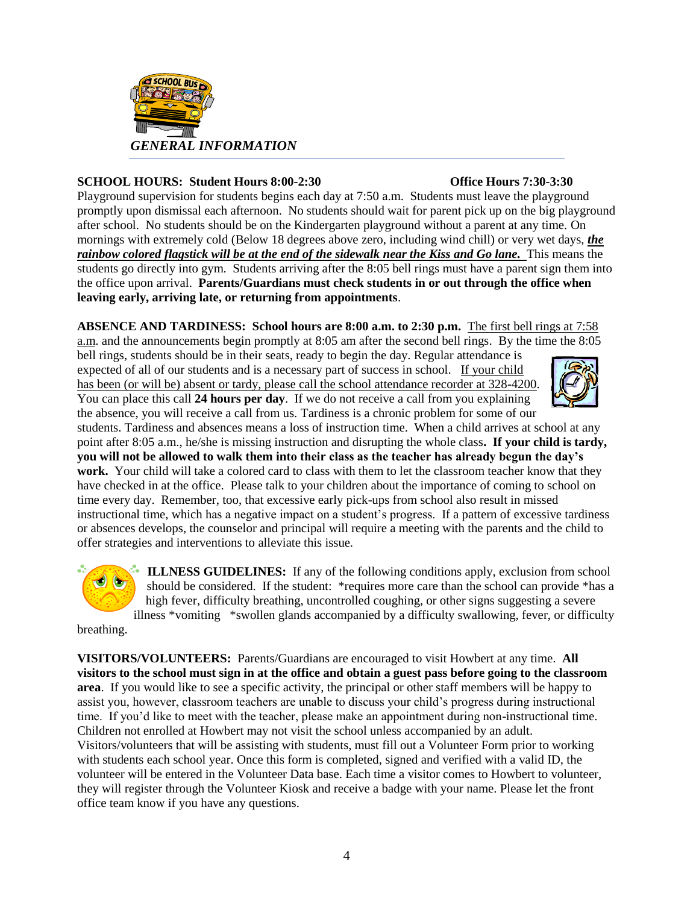*GENERAL INFORMATION*

**SCHOOL HOURS: Student Hours 8:00-2:30** **Office Hours 7:30-3:30**

Playground supervision for students begins each day at 7:50 a.m. Students must leave the playground promptly upon dismissal each afternoon. No students should wait for parent pick up on the big playground after school. No students should be on the Kindergarten playground without a parent at any time. On mornings with extremely cold (Below 18 degrees above zero, including wind chill) or very wet days, ***the rainbow colored flagstick will be at the end of the sidewalk near the Kiss and Go lane.*** This means the students go directly into gym. Students arriving after the 8:05 bell rings must have a parent sign them into the office upon arrival. **Parents/Guardians must check students in or out through the office when leaving early, arriving late, or returning from appointments**.

**ABSENCE AND TARDINESS: School hours are 8:00 a.m. to 2:30 p.m.** The first bell rings at 7:58 a.m. and the announcements begin promptly at 8:05 am after the second bell rings. By the time the 8:05 bell rings, students should be in their seats, ready to begin the day. Regular attendance is expected of all of our students and is a necessary part of success in school. If your child has been (or will be) absent or tardy, please call the school attendance recorder at 328-4200. You can place this call **24 hours per day**. If we do not receive a call from you explaining the absence, you will receive a call from us. Tardiness is a chronic problem for some of our students. Tardiness and absences means a loss of instruction time. When a child arrives at school at any point after 8:05 a.m., he/she is missing instruction and disrupting the whole class**. If your child is tardy, you will not be allowed to walk them into their class as the teacher has already begun the day's work.** Your child will take a colored card to class with them to let the classroom teacher know that they have checked in at the office. Please talk to your children about the importance of coming to school on time every day. Remember, too, that excessive early pick-ups from school also result in missed instructional time, which has a negative impact on a student's progress. If a pattern of excessive tardiness or absences develops, the counselor and principal will require a meeting with the parents and the child to offer strategies and interventions to alleviate this issue.

**ILLNESS GUIDELINES:** If any of the following conditions apply, exclusion from school should be considered. If the student: *requires more care than the school can provide *has a high fever, difficulty breathing, uncontrolled coughing, or other signs suggesting a severe illness *vomiting *swollen glands accompanied by a difficulty swallowing, fever, or difficulty breathing.

**VISITORS/VOLUNTEERS:** Parents/Guardians are encouraged to visit Howbert at any time. **All visitors to the school must sign in at the office and obtain a guest pass before going to the classroom area**. If you would like to see a specific activity, the principal or other staff members will be happy to assist you, however, classroom teachers are unable to discuss your child's progress during instructional time. If you'd like to meet with the teacher, please make an appointment during non-instructional time. Children not enrolled at Howbert may not visit the school unless accompanied by an adult. Visitors/volunteers that will be assisting with students, must fill out a Volunteer Form prior to working with students each school year. Once this form is completed, signed and verified with a valid ID, the volunteer will be entered in the Volunteer Data base. Each time a visitor comes to Howbert to volunteer, they will register through the Volunteer Kiosk and receive a badge with your name. Please let the front office team know if you have any questions.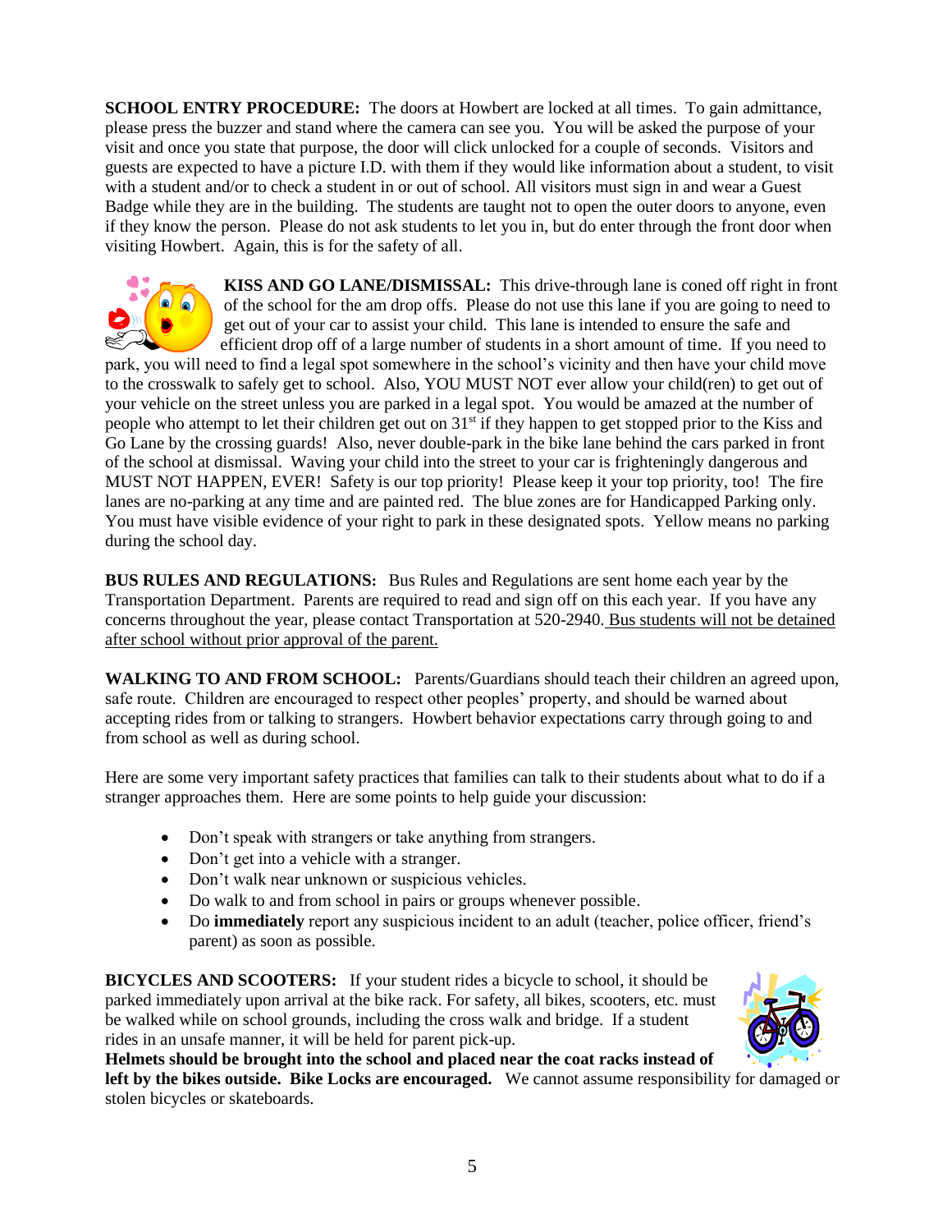**SCHOOL ENTRY PROCEDURE:** The doors at Howbert are locked at all times. To gain admittance, please press the buzzer and stand where the camera can see you. You will be asked the purpose of your visit and once you state that purpose, the door will click unlocked for a couple of seconds. Visitors and guests are expected to have a picture I.D. with them if they would like information about a student, to visit with a student and/or to check a student in or out of school. All visitors must sign in and wear a Guest Badge while they are in the building. The students are taught not to open the outer doors to anyone, even if they know the person. Please do not ask students to let you in, but do enter through the front door when visiting Howbert. Again, this is for the safety of all.

**KISS AND GO LANE/DISMISSAL:** This drive-through lane is coned off right in front of the school for the am drop offs. Please do not use this lane if you are going to need to get out of your car to assist your child. This lane is intended to ensure the safe and efficient drop off of a large number of students in a short amount of time. If you need to park, you will need to find a legal spot somewhere in the school's vicinity and then have your child move to the crosswalk to safely get to school. Also, YOU MUST NOT ever allow your child(ren) to get out of your vehicle on the street unless you are parked in a legal spot. You would be amazed at the number of people who attempt to let their children get out on 31st if they happen to get stopped prior to the Kiss and Go Lane by the crossing guards! Also, never double-park in the bike lane behind the cars parked in front of the school at dismissal. Waving your child into the street to your car is frighteningly dangerous and MUST NOT HAPPEN, EVER! Safety is our top priority! Please keep it your top priority, too! The fire lanes are no-parking at any time and are painted red. The blue zones are for Handicapped Parking only. You must have visible evidence of your right to park in these designated spots. Yellow means no parking during the school day.

**BUS RULES AND REGULATIONS:** Bus Rules and Regulations are sent home each year by the Transportation Department. Parents are required to read and sign off on this each year. If you have any concerns throughout the year, please contact Transportation at 520-2940. <u>Bus students will not be detained after school without prior approval of the parent.</u>

**WALKING TO AND FROM SCHOOL:** Parents/Guardians should teach their children an agreed upon, safe route. Children are encouraged to respect other peoples' property, and should be warned about accepting rides from or talking to strangers. Howbert behavior expectations carry through going to and from school as well as during school.

Here are some very important safety practices that families can talk to their students about what to do if a stranger approaches them. Here are some points to help guide your discussion:

- Don't speak with strangers or take anything from strangers.
- Don't get into a vehicle with a stranger.
- Don't walk near unknown or suspicious vehicles.
- Do walk to and from school in pairs or groups whenever possible.
- Do **immediately** report any suspicious incident to an adult (teacher, police officer, friend's parent) as soon as possible.

**BICYCLES AND SCOOTERS:** If your student rides a bicycle to school, it should be parked immediately upon arrival at the bike rack. For safety, all bikes, scooters, etc. must be walked while on school grounds, including the cross walk and bridge. If a student rides in an unsafe manner, it will be held for parent pick-up.
**Helmets should be brought into the school and placed near the coat racks instead of left by the bikes outside. Bike Locks are encouraged.** We cannot assume responsibility for damaged or stolen bicycles or skateboards.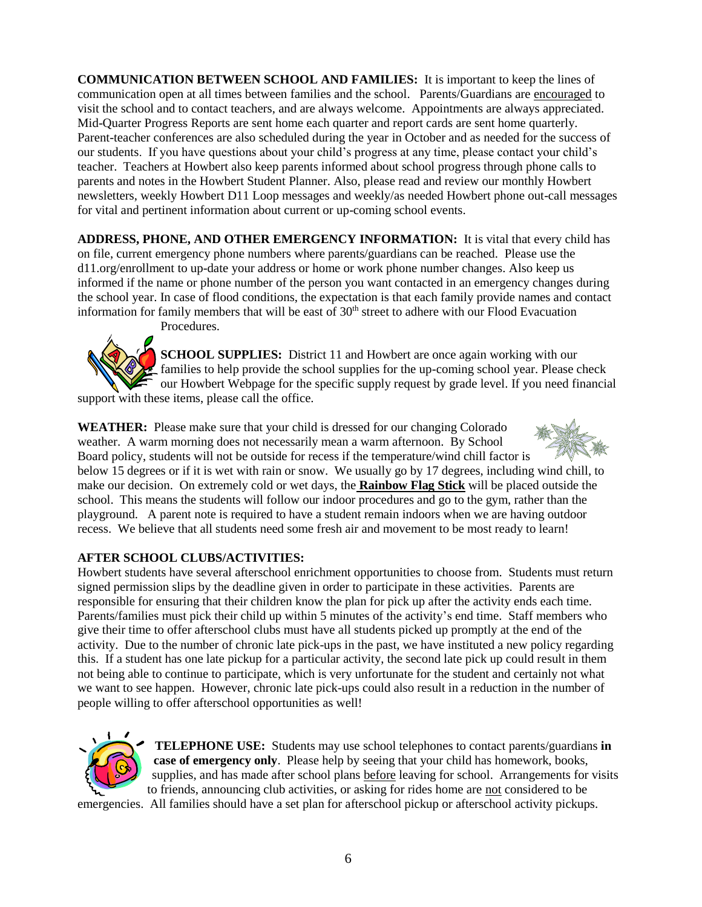**COMMUNICATION BETWEEN SCHOOL AND FAMILIES:** It is important to keep the lines of communication open at all times between families and the school. Parents/Guardians are encouraged to visit the school and to contact teachers, and are always welcome. Appointments are always appreciated. Mid-Quarter Progress Reports are sent home each quarter and report cards are sent home quarterly. Parent-teacher conferences are also scheduled during the year in October and as needed for the success of our students. If you have questions about your child's progress at any time, please contact your child's teacher. Teachers at Howbert also keep parents informed about school progress through phone calls to parents and notes in the Howbert Student Planner. Also, please read and review our monthly Howbert newsletters, weekly Howbert D11 Loop messages and weekly/as needed Howbert phone out-call messages for vital and pertinent information about current or up-coming school events.

**ADDRESS, PHONE, AND OTHER EMERGENCY INFORMATION:** It is vital that every child has on file, current emergency phone numbers where parents/guardians can be reached. Please use the d11.org/enrollment to up-date your address or home or work phone number changes. Also keep us informed if the name or phone number of the person you want contacted in an emergency changes during the school year. In case of flood conditions, the expectation is that each family provide names and contact information for family members that will be east of 30th street to adhere with our Flood Evacuation Procedures.

**SCHOOL SUPPLIES:** District 11 and Howbert are once again working with our families to help provide the school supplies for the up-coming school year. Please check our Howbert Webpage for the specific supply request by grade level. If you need financial support with these items, please call the office.

**WEATHER:** Please make sure that your child is dressed for our changing Colorado weather. A warm morning does not necessarily mean a warm afternoon. By School Board policy, students will not be outside for recess if the temperature/wind chill factor is below 15 degrees or if it is wet with rain or snow. We usually go by 17 degrees, including wind chill, to make our decision. On extremely cold or wet days, the **Rainbow Flag Stick** will be placed outside the school. This means the students will follow our indoor procedures and go to the gym, rather than the playground. A parent note is required to have a student remain indoors when we are having outdoor recess. We believe that all students need some fresh air and movement to be most ready to learn!

**AFTER SCHOOL CLUBS/ACTIVITIES:**
Howbert students have several afterschool enrichment opportunities to choose from. Students must return signed permission slips by the deadline given in order to participate in these activities. Parents are responsible for ensuring that their children know the plan for pick up after the activity ends each time. Parents/families must pick their child up within 5 minutes of the activity's end time. Staff members who give their time to offer afterschool clubs must have all students picked up promptly at the end of the activity. Due to the number of chronic late pick-ups in the past, we have instituted a new policy regarding this. If a student has one late pickup for a particular activity, the second late pick up could result in them not being able to continue to participate, which is very unfortunate for the student and certainly not what we want to see happen. However, chronic late pick-ups could also result in a reduction in the number of people willing to offer afterschool opportunities as well!

**TELEPHONE USE:** Students may use school telephones to contact parents/guardians **in case of emergency only**. Please help by seeing that your child has homework, books, supplies, and has made after school plans before leaving for school. Arrangements for visits to friends, announcing club activities, or asking for rides home are not considered to be emergencies. All families should have a set plan for afterschool pickup or afterschool activity pickups.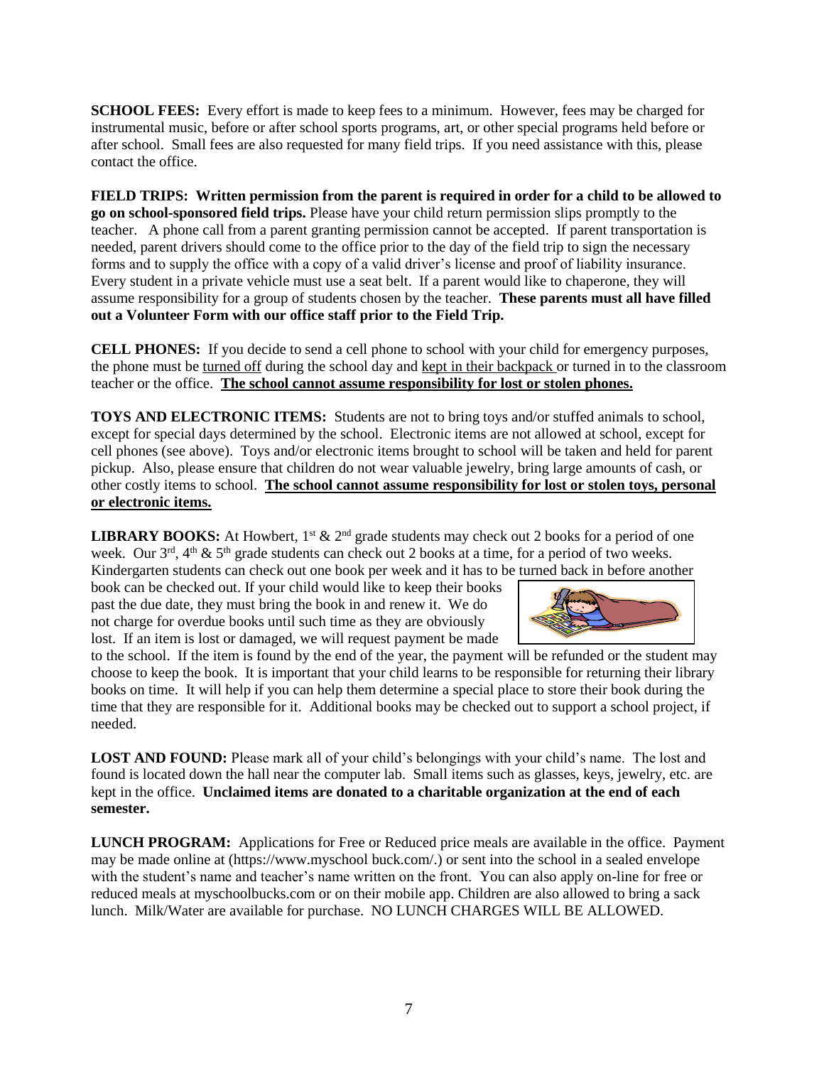**SCHOOL FEES:** Every effort is made to keep fees to a minimum. However, fees may be charged for instrumental music, before or after school sports programs, art, or other special programs held before or after school. Small fees are also requested for many field trips. If you need assistance with this, please contact the office.

**FIELD TRIPS: Written permission from the parent is required in order for a child to be allowed to go on school-sponsored field trips.** Please have your child return permission slips promptly to the teacher. A phone call from a parent granting permission cannot be accepted. If parent transportation is needed, parent drivers should come to the office prior to the day of the field trip to sign the necessary forms and to supply the office with a copy of a valid driver's license and proof of liability insurance. Every student in a private vehicle must use a seat belt. If a parent would like to chaperone, they will assume responsibility for a group of students chosen by the teacher. **These parents must all have filled out a Volunteer Form with our office staff prior to the Field Trip.**

**CELL PHONES:** If you decide to send a cell phone to school with your child for emergency purposes, the phone must be turned off during the school day and kept in their backpack or turned in to the classroom teacher or the office. **The school cannot assume responsibility for lost or stolen phones.**

**TOYS AND ELECTRONIC ITEMS:** Students are not to bring toys and/or stuffed animals to school, except for special days determined by the school. Electronic items are not allowed at school, except for cell phones (see above). Toys and/or electronic items brought to school will be taken and held for parent pickup. Also, please ensure that children do not wear valuable jewelry, bring large amounts of cash, or other costly items to school. **The school cannot assume responsibility for lost or stolen toys, personal or electronic items.**

**LIBRARY BOOKS:** At Howbert, 1st & 2nd grade students may check out 2 books for a period of one week. Our 3rd, 4th & 5th grade students can check out 2 books at a time, for a period of two weeks. Kindergarten students can check out one book per week and it has to be turned back in before another book can be checked out. If your child would like to keep their books past the due date, they must bring the book in and renew it. We do not charge for overdue books until such time as they are obviously lost. If an item is lost or damaged, we will request payment be made to the school. If the item is found by the end of the year, the payment will be refunded or the student may choose to keep the book. It is important that your child learns to be responsible for returning their library books on time. It will help if you can help them determine a special place to store their book during the time that they are responsible for it. Additional books may be checked out to support a school project, if needed.

**LOST AND FOUND:** Please mark all of your child's belongings with your child's name. The lost and found is located down the hall near the computer lab. Small items such as glasses, keys, jewelry, etc. are kept in the office. **Unclaimed items are donated to a charitable organization at the end of each semester.**

**LUNCH PROGRAM:** Applications for Free or Reduced price meals are available in the office. Payment may be made online at (https://www.myschool buck.com/.) or sent into the school in a sealed envelope with the student's name and teacher's name written on the front. You can also apply on-line for free or reduced meals at myschoolbucks.com or on their mobile app. Children are also allowed to bring a sack lunch. Milk/Water are available for purchase. NO LUNCH CHARGES WILL BE ALLOWED.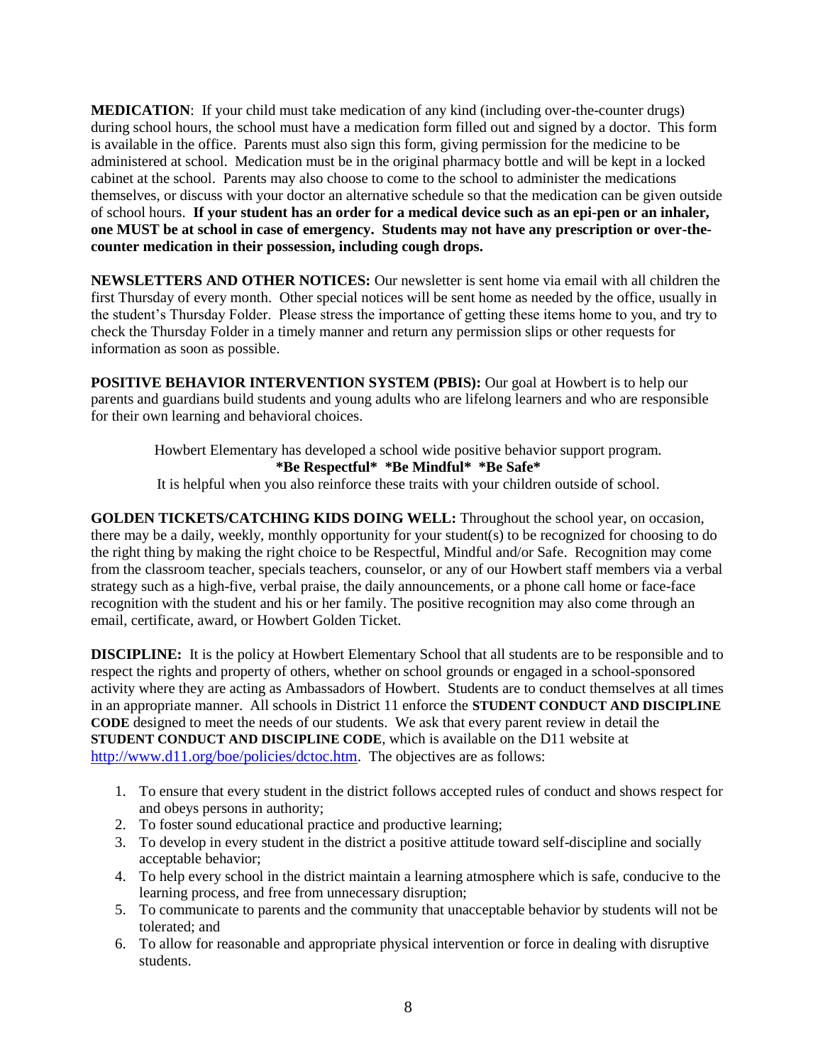**MEDICATION**: If your child must take medication of any kind (including over-the-counter drugs) during school hours, the school must have a medication form filled out and signed by a doctor. This form is available in the office. Parents must also sign this form, giving permission for the medicine to be administered at school. Medication must be in the original pharmacy bottle and will be kept in a locked cabinet at the school. Parents may also choose to come to the school to administer the medications themselves, or discuss with your doctor an alternative schedule so that the medication can be given outside of school hours. **If your student has an order for a medical device such as an epi-pen or an inhaler, one MUST be at school in case of emergency. Students may not have any prescription or over-the-counter medication in their possession, including cough drops.**

**NEWSLETTERS AND OTHER NOTICES:** Our newsletter is sent home via email with all children the first Thursday of every month. Other special notices will be sent home as needed by the office, usually in the student's Thursday Folder. Please stress the importance of getting these items home to you, and try to check the Thursday Folder in a timely manner and return any permission slips or other requests for information as soon as possible.

**POSITIVE BEHAVIOR INTERVENTION SYSTEM (PBIS):** Our goal at Howbert is to help our parents and guardians build students and young adults who are lifelong learners and who are responsible for their own learning and behavioral choices.

Howbert Elementary has developed a school wide positive behavior support program.
**\*Be Respectful\* \*Be Mindful\* \*Be Safe\***
It is helpful when you also reinforce these traits with your children outside of school.

**GOLDEN TICKETS/CATCHING KIDS DOING WELL:** Throughout the school year, on occasion, there may be a daily, weekly, monthly opportunity for your student(s) to be recognized for choosing to do the right thing by making the right choice to be Respectful, Mindful and/or Safe. Recognition may come from the classroom teacher, specials teachers, counselor, or any of our Howbert staff members via a verbal strategy such as a high-five, verbal praise, the daily announcements, or a phone call home or face-face recognition with the student and his or her family. The positive recognition may also come through an email, certificate, award, or Howbert Golden Ticket.

**DISCIPLINE:** It is the policy at Howbert Elementary School that all students are to be responsible and to respect the rights and property of others, whether on school grounds or engaged in a school-sponsored activity where they are acting as Ambassadors of Howbert. Students are to conduct themselves at all times in an appropriate manner. All schools in District 11 enforce the **STUDENT CONDUCT AND DISCIPLINE CODE** designed to meet the needs of our students. We ask that every parent review in detail the **STUDENT CONDUCT AND DISCIPLINE CODE**, which is available on the D11 website at [http://www.d11.org/boe/policies/dctoc.htm](http://www.d11.org/boe/policies/dctoc.htm). The objectives are as follows:

1. To ensure that every student in the district follows accepted rules of conduct and shows respect for and obeys persons in authority;
2. To foster sound educational practice and productive learning;
3. To develop in every student in the district a positive attitude toward self-discipline and socially acceptable behavior;
4. To help every school in the district maintain a learning atmosphere which is safe, conducive to the learning process, and free from unnecessary disruption;
5. To communicate to parents and the community that unacceptable behavior by students will not be tolerated; and
6. To allow for reasonable and appropriate physical intervention or force in dealing with disruptive students.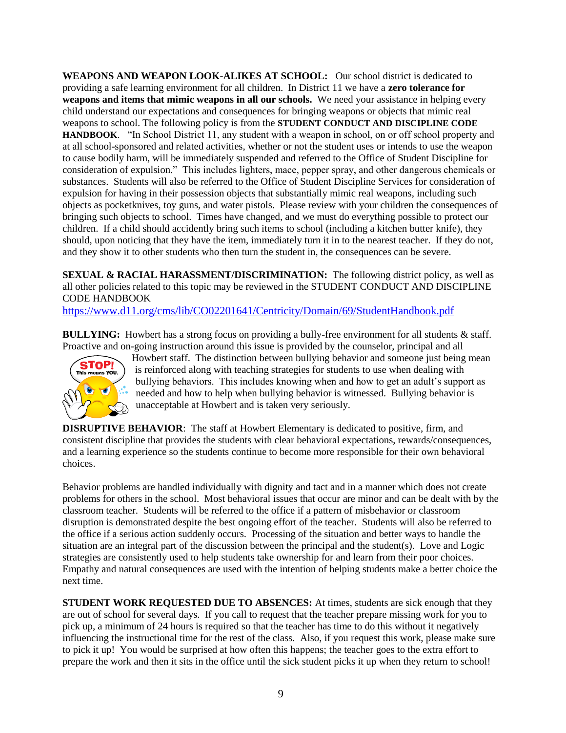**WEAPONS AND WEAPON LOOK-ALIKES AT SCHOOL:** Our school district is dedicated to providing a safe learning environment for all children. In District 11 we have a **zero tolerance for weapons and items that mimic weapons in all our schools.** We need your assistance in helping every child understand our expectations and consequences for bringing weapons or objects that mimic real weapons to school. The following policy is from the **STUDENT CONDUCT AND DISCIPLINE CODE HANDBOOK**. "In School District 11, any student with a weapon in school, on or off school property and at all school-sponsored and related activities, whether or not the student uses or intends to use the weapon to cause bodily harm, will be immediately suspended and referred to the Office of Student Discipline for consideration of expulsion." This includes lighters, mace, pepper spray, and other dangerous chemicals or substances. Students will also be referred to the Office of Student Discipline Services for consideration of expulsion for having in their possession objects that substantially mimic real weapons, including such objects as pocketknives, toy guns, and water pistols. Please review with your children the consequences of bringing such objects to school. Times have changed, and we must do everything possible to protect our children. If a child should accidently bring such items to school (including a kitchen butter knife), they should, upon noticing that they have the item, immediately turn it in to the nearest teacher. If they do not, and they show it to other students who then turn the student in, the consequences can be severe.

**SEXUAL & RACIAL HARASSMENT/DISCRIMINATION:** The following district policy, as well as all other policies related to this topic may be reviewed in the STUDENT CONDUCT AND DISCIPLINE CODE HANDBOOK
https://www.d11.org/cms/lib/CO02201641/Centricity/Domain/69/StudentHandbook.pdf

**BULLYING:** Howbert has a strong focus on providing a bully-free environment for all students & staff. Proactive and on-going instruction around this issue is provided by the counselor, principal and all Howbert staff. The distinction between bullying behavior and someone just being mean is reinforced along with teaching strategies for students to use when dealing with bullying behaviors. This includes knowing when and how to get an adult's support as needed and how to help when bullying behavior is witnessed. Bullying behavior is unacceptable at Howbert and is taken very seriously.

**DISRUPTIVE BEHAVIOR**: The staff at Howbert Elementary is dedicated to positive, firm, and consistent discipline that provides the students with clear behavioral expectations, rewards/consequences, and a learning experience so the students continue to become more responsible for their own behavioral choices.

Behavior problems are handled individually with dignity and tact and in a manner which does not create problems for others in the school. Most behavioral issues that occur are minor and can be dealt with by the classroom teacher. Students will be referred to the office if a pattern of misbehavior or classroom disruption is demonstrated despite the best ongoing effort of the teacher. Students will also be referred to the office if a serious action suddenly occurs. Processing of the situation and better ways to handle the situation are an integral part of the discussion between the principal and the student(s). Love and Logic strategies are consistently used to help students take ownership for and learn from their poor choices. Empathy and natural consequences are used with the intention of helping students make a better choice the next time.

**STUDENT WORK REQUESTED DUE TO ABSENCES:** At times, students are sick enough that they are out of school for several days. If you call to request that the teacher prepare missing work for you to pick up, a minimum of 24 hours is required so that the teacher has time to do this without it negatively influencing the instructional time for the rest of the class. Also, if you request this work, please make sure to pick it up! You would be surprised at how often this happens; the teacher goes to the extra effort to prepare the work and then it sits in the office until the sick student picks it up when they return to school!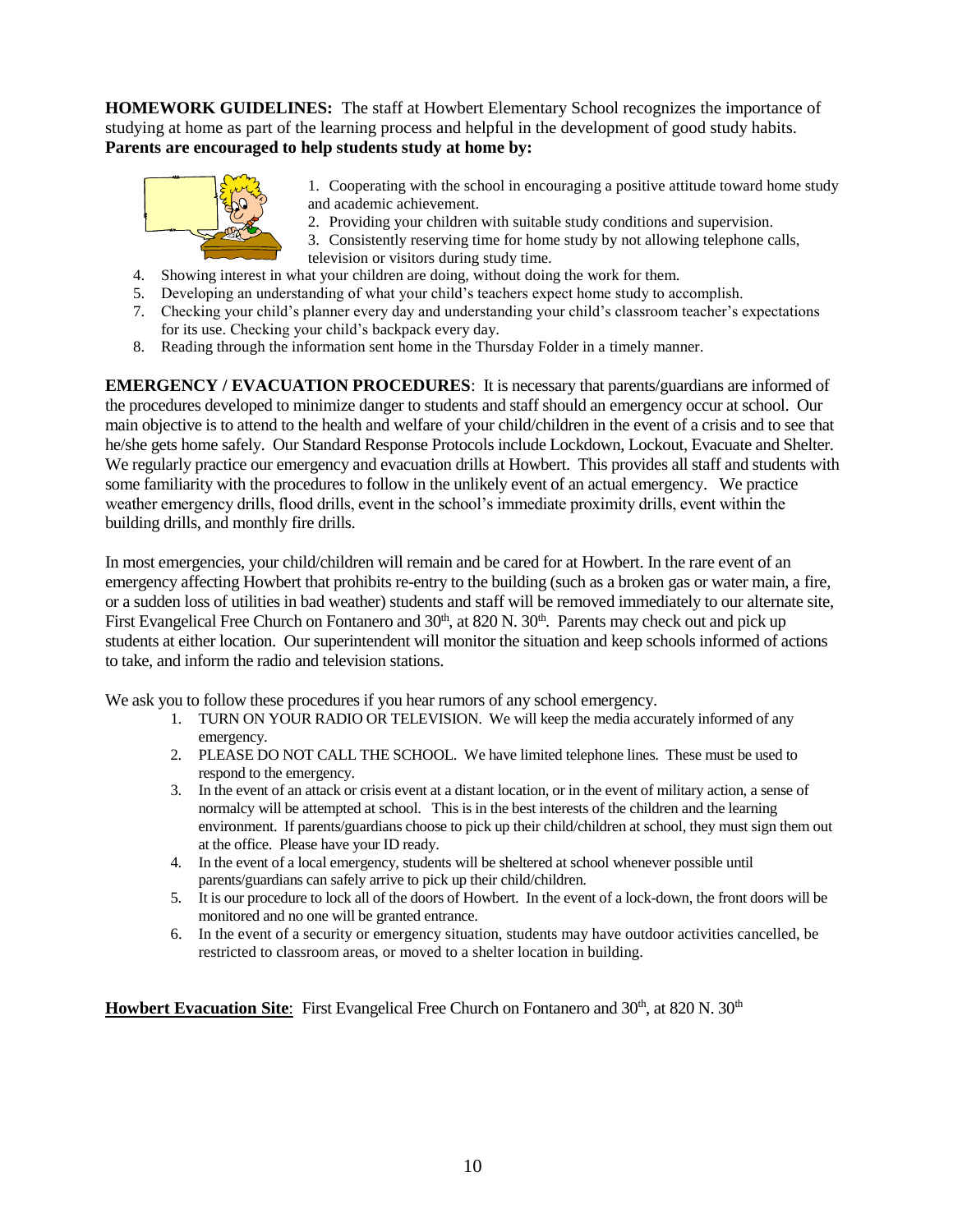**HOMEWORK GUIDELINES:** The staff at Howbert Elementary School recognizes the importance of studying at home as part of the learning process and helpful in the development of good study habits. **Parents are encouraged to help students study at home by:**

1. Cooperating with the school in encouraging a positive attitude toward home study and academic achievement.
2. Providing your children with suitable study conditions and supervision.
3. Consistently reserving time for home study by not allowing telephone calls, television or visitors during study time.
4. Showing interest in what your children are doing, without doing the work for them.
5. Developing an understanding of what your child's teachers expect home study to accomplish.
7. Checking your child's planner every day and understanding your child's classroom teacher's expectations for its use. Checking your child's backpack every day.
8. Reading through the information sent home in the Thursday Folder in a timely manner.

**EMERGENCY / EVACUATION PROCEDURES**: It is necessary that parents/guardians are informed of the procedures developed to minimize danger to students and staff should an emergency occur at school. Our main objective is to attend to the health and welfare of your child/children in the event of a crisis and to see that he/she gets home safely. Our Standard Response Protocols include Lockdown, Lockout, Evacuate and Shelter. We regularly practice our emergency and evacuation drills at Howbert. This provides all staff and students with some familiarity with the procedures to follow in the unlikely event of an actual emergency. We practice weather emergency drills, flood drills, event in the school's immediate proximity drills, event within the building drills, and monthly fire drills.

In most emergencies, your child/children will remain and be cared for at Howbert. In the rare event of an emergency affecting Howbert that prohibits re-entry to the building (such as a broken gas or water main, a fire, or a sudden loss of utilities in bad weather) students and staff will be removed immediately to our alternate site, First Evangelical Free Church on Fontanero and 30th, at 820 N. 30th. Parents may check out and pick up students at either location. Our superintendent will monitor the situation and keep schools informed of actions to take, and inform the radio and television stations.

We ask you to follow these procedures if you hear rumors of any school emergency.

1. TURN ON YOUR RADIO OR TELEVISION. We will keep the media accurately informed of any emergency.
2. PLEASE DO NOT CALL THE SCHOOL. We have limited telephone lines. These must be used to respond to the emergency.
3. In the event of an attack or crisis event at a distant location, or in the event of military action, a sense of normalcy will be attempted at school. This is in the best interests of the children and the learning environment. If parents/guardians choose to pick up their child/children at school, they must sign them out at the office. Please have your ID ready.
4. In the event of a local emergency, students will be sheltered at school whenever possible until parents/guardians can safely arrive to pick up their child/children.
5. It is our procedure to lock all of the doors of Howbert. In the event of a lock-down, the front doors will be monitored and no one will be granted entrance.
6. In the event of a security or emergency situation, students may have outdoor activities cancelled, be restricted to classroom areas, or moved to a shelter location in building.

**Howbert Evacuation Site**: First Evangelical Free Church on Fontanero and 30th, at 820 N. 30th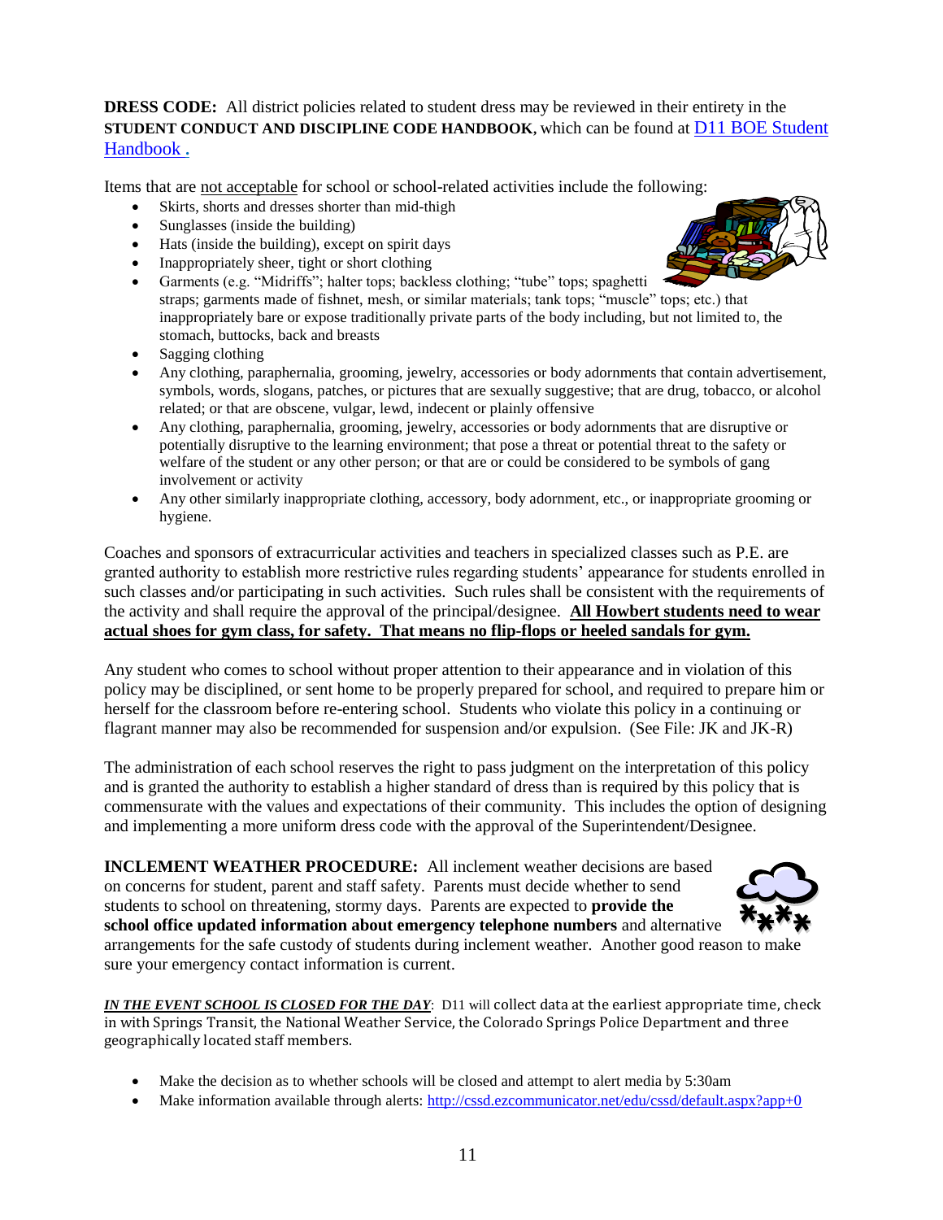**DRESS CODE:** All district policies related to student dress may be reviewed in their entirety in the **STUDENT CONDUCT AND DISCIPLINE CODE HANDBOOK**, which can be found at [D11 BOE Student Handbook](D11 BOE Student Handbook) **.**

Items that are not acceptable for school or school-related activities include the following:

- Skirts, shorts and dresses shorter than mid-thigh
- Sunglasses (inside the building)
- Hats (inside the building), except on spirit days
- Inappropriately sheer, tight or short clothing
- Garments (e.g. "Midriffs"; halter tops; backless clothing; "tube" tops; spaghetti straps; garments made of fishnet, mesh, or similar materials; tank tops; "muscle" tops; etc.) that inappropriately bare or expose traditionally private parts of the body including, but not limited to, the stomach, buttocks, back and breasts
- Sagging clothing
- Any clothing, paraphernalia, grooming, jewelry, accessories or body adornments that contain advertisement, symbols, words, slogans, patches, or pictures that are sexually suggestive; that are drug, tobacco, or alcohol related; or that are obscene, vulgar, lewd, indecent or plainly offensive
- Any clothing, paraphernalia, grooming, jewelry, accessories or body adornments that are disruptive or potentially disruptive to the learning environment; that pose a threat or potential threat to the safety or welfare of the student or any other person; or that are or could be considered to be symbols of gang involvement or activity
- Any other similarly inappropriate clothing, accessory, body adornment, etc., or inappropriate grooming or hygiene.

Coaches and sponsors of extracurricular activities and teachers in specialized classes such as P.E. are granted authority to establish more restrictive rules regarding students' appearance for students enrolled in such classes and/or participating in such activities. Such rules shall be consistent with the requirements of the activity and shall require the approval of the principal/designee. **All Howbert students need to wear actual shoes for gym class, for safety. That means no flip-flops or heeled sandals for gym.**

Any student who comes to school without proper attention to their appearance and in violation of this policy may be disciplined, or sent home to be properly prepared for school, and required to prepare him or herself for the classroom before re-entering school. Students who violate this policy in a continuing or flagrant manner may also be recommended for suspension and/or expulsion. (See File: JK and JK-R)

The administration of each school reserves the right to pass judgment on the interpretation of this policy and is granted the authority to establish a higher standard of dress than is required by this policy that is commensurate with the values and expectations of their community. This includes the option of designing and implementing a more uniform dress code with the approval of the Superintendent/Designee.

**INCLEMENT WEATHER PROCEDURE:** All inclement weather decisions are based on concerns for student, parent and staff safety. Parents must decide whether to send students to school on threatening, stormy days. Parents are expected to **provide the school office updated information about emergency telephone numbers** and alternative arrangements for the safe custody of students during inclement weather. Another good reason to make sure your emergency contact information is current.

***IN THE EVENT SCHOOL IS CLOSED FOR THE DAY***: D11 will collect data at the earliest appropriate time, check in with Springs Transit, the National Weather Service, the Colorado Springs Police Department and three geographically located staff members.

- Make the decision as to whether schools will be closed and attempt to alert media by 5:30am
- Make information available through alerts: http://cssd.ezcommunicator.net/edu/cssd/default.aspx?app+0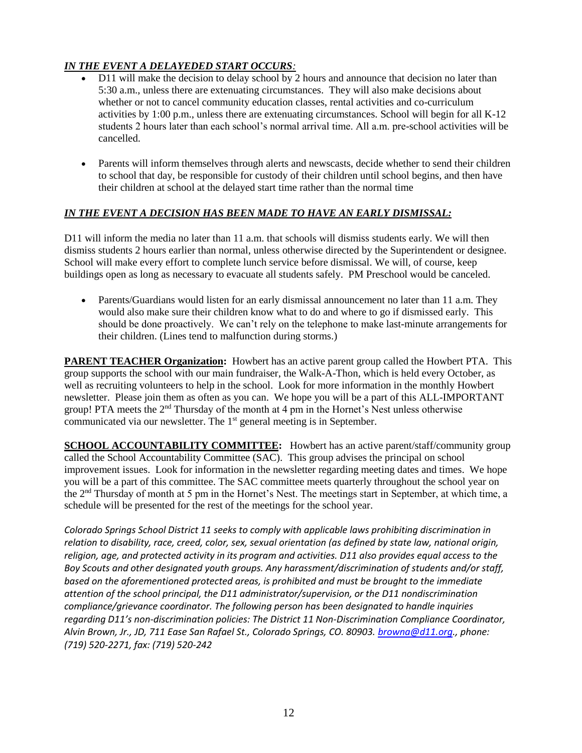***IN THE EVENT A DELAYEDED START OCCURS:***

- D11 will make the decision to delay school by 2 hours and announce that decision no later than 5:30 a.m., unless there are extenuating circumstances. They will also make decisions about whether or not to cancel community education classes, rental activities and co-curriculum activities by 1:00 p.m., unless there are extenuating circumstances. School will begin for all K-12 students 2 hours later than each school's normal arrival time. All a.m. pre-school activities will be cancelled.

- Parents will inform themselves through alerts and newscasts, decide whether to send their children to school that day, be responsible for custody of their children until school begins, and then have their children at school at the delayed start time rather than the normal time

***IN THE EVENT A DECISION HAS BEEN MADE TO HAVE AN EARLY DISMISSAL:***

D11 will inform the media no later than 11 a.m. that schools will dismiss students early. We will then dismiss students 2 hours earlier than normal, unless otherwise directed by the Superintendent or designee. School will make every effort to complete lunch service before dismissal. We will, of course, keep buildings open as long as necessary to evacuate all students safely. PM Preschool would be canceled.

- Parents/Guardians would listen for an early dismissal announcement no later than 11 a.m. They would also make sure their children know what to do and where to go if dismissed early. This should be done proactively. We can't rely on the telephone to make last-minute arrangements for their children. (Lines tend to malfunction during storms.)

**PARENT TEACHER Organization:** Howbert has an active parent group called the Howbert PTA. This group supports the school with our main fundraiser, the Walk-A-Thon, which is held every October, as well as recruiting volunteers to help in the school. Look for more information in the monthly Howbert newsletter. Please join them as often as you can. We hope you will be a part of this ALL-IMPORTANT group! PTA meets the 2nd Thursday of the month at 4 pm in the Hornet's Nest unless otherwise communicated via our newsletter. The 1st general meeting is in September.

**SCHOOL ACCOUNTABILITY COMMITTEE:** Howbert has an active parent/staff/community group called the School Accountability Committee (SAC). This group advises the principal on school improvement issues. Look for information in the newsletter regarding meeting dates and times. We hope you will be a part of this committee. The SAC committee meets quarterly throughout the school year on the 2nd Thursday of month at 5 pm in the Hornet's Nest. The meetings start in September, at which time, a schedule will be presented for the rest of the meetings for the school year.

*Colorado Springs School District 11 seeks to comply with applicable laws prohibiting discrimination in relation to disability, race, creed, color, sex, sexual orientation (as defined by state law, national origin, religion, age, and protected activity in its program and activities. D11 also provides equal access to the Boy Scouts and other designated youth groups. Any harassment/discrimination of students and/or staff, based on the aforementioned protected areas, is prohibited and must be brought to the immediate attention of the school principal, the D11 administrator/supervision, or the D11 nondiscrimination compliance/grievance coordinator. The following person has been designated to handle inquiries regarding D11's non-discrimination policies: The District 11 Non-Discrimination Compliance Coordinator, Alvin Brown, Jr., JD, 711 Ease San Rafael St., Colorado Springs, CO. 80903. browna@d11.org., phone: (719) 520-2271, fax: (719) 520-242*